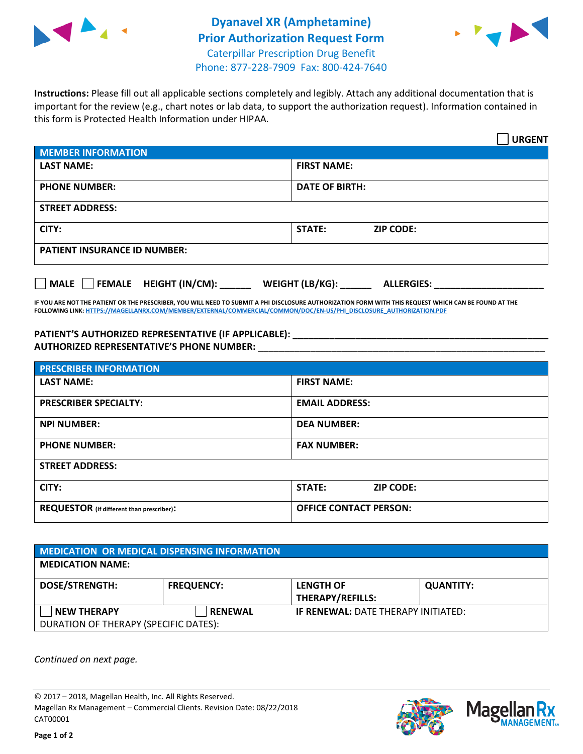# Dyanavel XR (Amphetamine)
# Prior Authorization Request Form

Caterpillar Prescription Drug Benefit
Phone: 877-228-7909 Fax: 800-424-7640

**Instructions:** Please fill out all applicable sections completely and legibly. Attach any additional documentation that is important for the review (e.g., chart notes or lab data, to support the authorization request). Information contained in this form is Protected Health Information under HIPAA.

☐ **URGENT**

| MEMBER INFORMATION | | |
|---|---|---|
| **LAST NAME:** | **FIRST NAME:** | |
| **PHONE NUMBER:** | **DATE OF BIRTH:** | |
| **STREET ADDRESS:** | | |
| **CITY:** | **STATE:** | **ZIP CODE:** |
| **PATIENT INSURANCE ID NUMBER:** | | |

☐ **MALE** ☐ **FEMALE** **HEIGHT (IN/CM):** ______ **WEIGHT (LB/KG):** ______ **ALLERGIES:** ____________________

**IF YOU ARE NOT THE PATIENT OR THE PRESCRIBER, YOU WILL NEED TO SUBMIT A PHI DISCLOSURE AUTHORIZATION FORM WITH THIS REQUEST WHICH CAN BE FOUND AT THE FOLLOWING LINK:** HTTPS://MAGELLANRX.COM/MEMBER/EXTERNAL/COMMERCIAL/COMMON/DOC/EN-US/PHI_DISCLOSURE_AUTHORIZATION.PDF

**PATIENT'S AUTHORIZED REPRESENTATIVE (IF APPLICABLE):** ____________________________________________
**AUTHORIZED REPRESENTATIVE'S PHONE NUMBER:** ____________________________________________

| PRESCRIBER INFORMATION | | |
|---|---|---|
| **LAST NAME:** | **FIRST NAME:** | |
| **PRESCRIBER SPECIALTY:** | **EMAIL ADDRESS:** | |
| **NPI NUMBER:** | **DEA NUMBER:** | |
| **PHONE NUMBER:** | **FAX NUMBER:** | |
| **STREET ADDRESS:** | | |
| **CITY:** | **STATE:** | **ZIP CODE:** |
| **REQUESTOR** (if different than prescriber)**:** | **OFFICE CONTACT PERSON:** | |

| MEDICATION OR MEDICAL DISPENSING INFORMATION | | | |
|---|---|---|---|
| **MEDICATION NAME:** | | | |
| **DOSE/STRENGTH:** | **FREQUENCY:** | **LENGTH OF THERAPY/REFILLS:** | **QUANTITY:** |
| ☐ **NEW THERAPY** | ☐ **RENEWAL** | **IF RENEWAL:** DATE THERAPY INITIATED: | |
| DURATION OF THERAPY (SPECIFIC DATES): | | | |

*Continued on next page.*

© 2017 – 2018, Magellan Health, Inc. All Rights Reserved.
Magellan Rx Management – Commercial Clients. Revision Date: 08/22/2018
CAT00001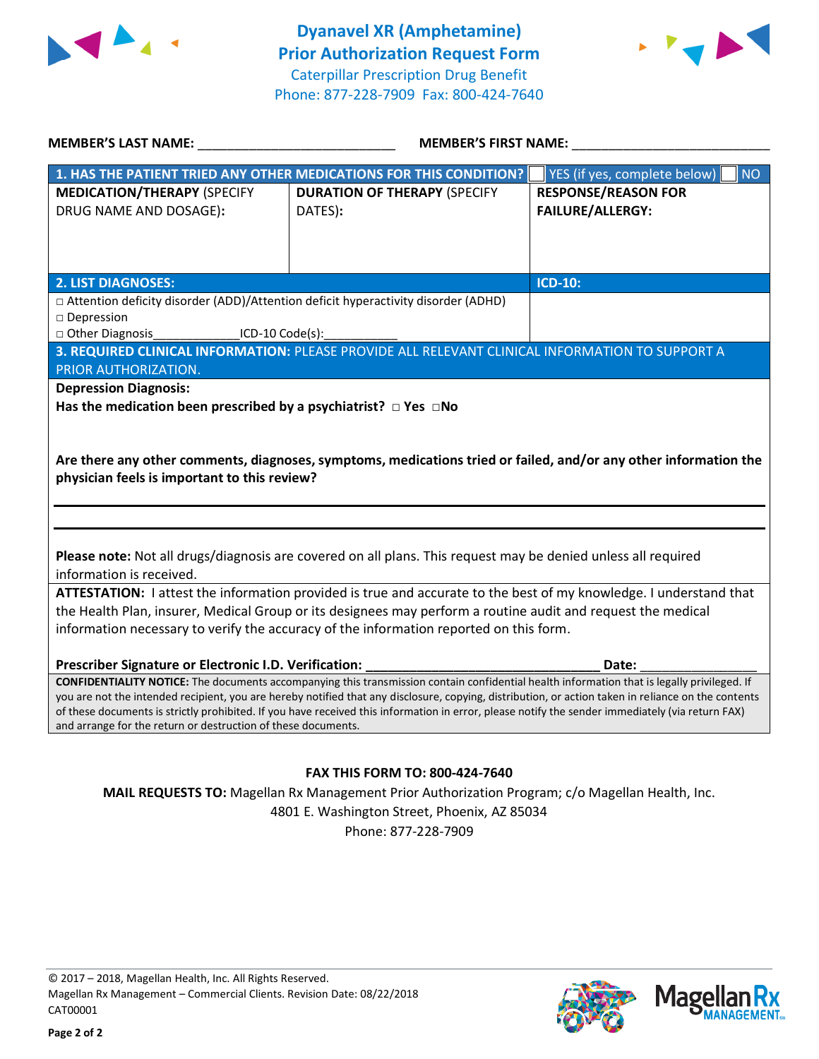# Dyanavel XR (Amphetamine)
# Prior Authorization Request Form

Caterpillar Prescription Drug Benefit
Phone: 877-228-7909 Fax: 800-424-7640

**MEMBER'S LAST NAME:** ___________________________ **MEMBER'S FIRST NAME:** ___________________________

| **1. HAS THE PATIENT TRIED ANY OTHER MEDICATIONS FOR THIS CONDITION?** | | ☐ YES (if yes, complete below) ☐ NO |
|---|---|---|
| **MEDICATION/THERAPY** (SPECIFY DRUG NAME AND DOSAGE): | **DURATION OF THERAPY** (SPECIFY DATES): | **RESPONSE/REASON FOR FAILURE/ALLERGY:** |

| **2. LIST DIAGNOSES:** | **ICD-10:** |
|---|---|
| □ Attention deficity disorder (ADD)/Attention deficit hyperactivity disorder (ADHD)<br>□ Depression<br>□ Other Diagnosis____________ICD-10 Code(s):___________ | |

**3. REQUIRED CLINICAL INFORMATION:** PLEASE PROVIDE ALL RELEVANT CLINICAL INFORMATION TO SUPPORT A PRIOR AUTHORIZATION.

**Depression Diagnosis:**

**Has the medication been prescribed by a psychiatrist?** □ **Yes** □**No**

**Are there any other comments, diagnoses, symptoms, medications tried or failed, and/or any other information the physician feels is important to this review?**

___________________________________________________________________________

___________________________________________________________________________

**Please note:** Not all drugs/diagnosis are covered on all plans. This request may be denied unless all required information is received.

**ATTESTATION:** I attest the information provided is true and accurate to the best of my knowledge. I understand that the Health Plan, insurer, Medical Group or its designees may perform a routine audit and request the medical information necessary to verify the accuracy of the information reported on this form.

**Prescriber Signature or Electronic I.D. Verification:** ________________________________ **Date:** ________________

**CONFIDENTIALITY NOTICE:** The documents accompanying this transmission contain confidential health information that is legally privileged. If you are not the intended recipient, you are hereby notified that any disclosure, copying, distribution, or action taken in reliance on the contents of these documents is strictly prohibited. If you have received this information in error, please notify the sender immediately (via return FAX) and arrange for the return or destruction of these documents.

**FAX THIS FORM TO: 800-424-7640**

**MAIL REQUESTS TO:** Magellan Rx Management Prior Authorization Program; c/o Magellan Health, Inc.
4801 E. Washington Street, Phoenix, AZ 85034
Phone: 877-228-7909

© 2017 – 2018, Magellan Health, Inc. All Rights Reserved.
Magellan Rx Management – Commercial Clients. Revision Date: 08/22/2018
CAT00001